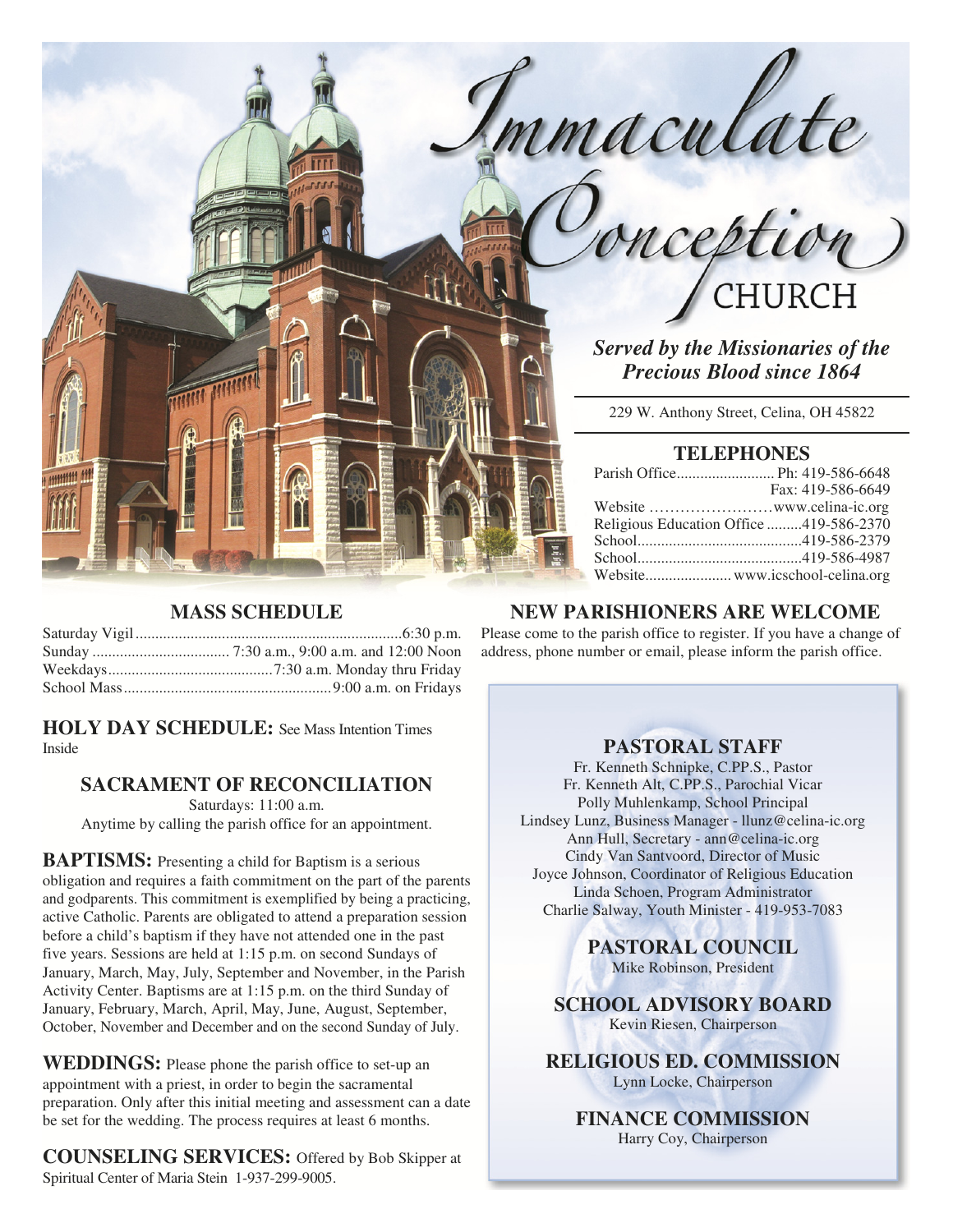# Immaculate Conception CHURCH

***Served by the Missionaries of the Precious Blood since 1864***

229 W. Anthony Street, Celina, OH 45822

## TELEPHONES

Parish Office......................... Ph: 419-586-6648
Fax: 419-586-6649
Website ……………………www.celina-ic.org
Religious Education Office .........419-586-2370
School..........................................419-586-2379
School..........................................419-586-4987
Website...................... www.icschool-celina.org

## MASS SCHEDULE

Saturday Vigil....................................................................6:30 p.m.
Sunday .................................. 7:30 a.m., 9:00 a.m. and 12:00 Noon
Weekdays..........................................7:30 a.m. Monday thru Friday
School Mass.....................................................9:00 a.m. on Fridays

**HOLY DAY SCHEDULE:** See Mass Intention Times Inside

## SACRAMENT OF RECONCILIATION

Saturdays: 11:00 a.m.
Anytime by calling the parish office for an appointment.

**BAPTISMS:** Presenting a child for Baptism is a serious obligation and requires a faith commitment on the part of the parents and godparents. This commitment is exemplified by being a practicing, active Catholic. Parents are obligated to attend a preparation session before a child's baptism if they have not attended one in the past five years. Sessions are held at 1:15 p.m. on second Sundays of January, March, May, July, September and November, in the Parish Activity Center. Baptisms are at 1:15 p.m. on the third Sunday of January, February, March, April, May, June, August, September, October, November and December and on the second Sunday of July.

**WEDDINGS:** Please phone the parish office to set-up an appointment with a priest, in order to begin the sacramental preparation. Only after this initial meeting and assessment can a date be set for the wedding. The process requires at least 6 months.

**COUNSELING SERVICES:** Offered by Bob Skipper at Spiritual Center of Maria Stein 1-937-299-9005.

## NEW PARISHIONERS ARE WELCOME

Please come to the parish office to register. If you have a change of address, phone number or email, please inform the parish office.

## PASTORAL STAFF

Fr. Kenneth Schnipke, C.PP.S., Pastor
Fr. Kenneth Alt, C.PP.S., Parochial Vicar
Polly Muhlenkamp, School Principal
Lindsey Lunz, Business Manager - llunz@celina-ic.org
Ann Hull, Secretary - ann@celina-ic.org
Cindy Van Santvoord, Director of Music
Joyce Johnson, Coordinator of Religious Education
Linda Schoen, Program Administrator
Charlie Salway, Youth Minister - 419-953-7083

## PASTORAL COUNCIL

Mike Robinson, President

## SCHOOL ADVISORY BOARD

Kevin Riesen, Chairperson

## RELIGIOUS ED. COMMISSION

Lynn Locke, Chairperson

## FINANCE COMMISSION

Harry Coy, Chairperson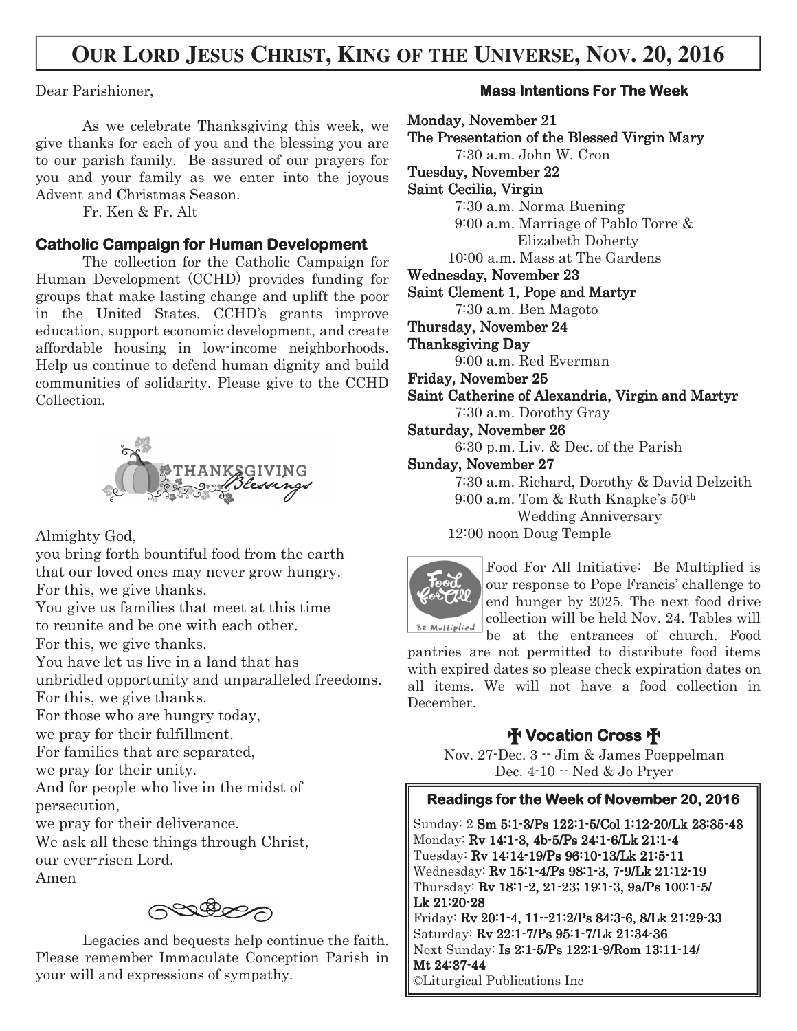# Our Lord Jesus Christ, King of the Universe, Nov. 20, 2016

Dear Parishioner,

As we celebrate Thanksgiving this week, we give thanks for each of you and the blessing you are to our parish family. Be assured of our prayers for you and your family as we enter into the joyous Advent and Christmas Season.

Fr. Ken & Fr. Alt

### Catholic Campaign for Human Development

The collection for the Catholic Campaign for Human Development (CCHD) provides funding for groups that make lasting change and uplift the poor in the United States. CCHD's grants improve education, support economic development, and create affordable housing in low-income neighborhoods. Help us continue to defend human dignity and build communities of solidarity. Please give to the CCHD Collection.

THANKSGIVING Blessings

Almighty God,
you bring forth bountiful food from the earth
that our loved ones may never grow hungry.
For this, we give thanks.
You give us families that meet at this time
to reunite and be one with each other.
For this, we give thanks.
You have let us live in a land that has
unbridled opportunity and unparalleled freedoms.
For this, we give thanks.
For those who are hungry today,
we pray for their fulfillment.
For families that are separated,
we pray for their unity.
And for people who live in the midst of persecution,
we pray for their deliverance.
We ask all these things through Christ,
our ever-risen Lord.
Amen

Legacies and bequests help continue the faith. Please remember Immaculate Conception Parish in your will and expressions of sympathy.

### Mass Intentions For The Week

**Monday, November 21**
**The Presentation of the Blessed Virgin Mary**
7:30 a.m. John W. Cron

**Tuesday, November 22**
**Saint Cecilia, Virgin**
7:30 a.m. Norma Buening
9:00 a.m. Marriage of Pablo Torre & Elizabeth Doherty
10:00 a.m. Mass at The Gardens

**Wednesday, November 23**
**Saint Clement 1, Pope and Martyr**
7:30 a.m. Ben Magoto

**Thursday, November 24**
**Thanksgiving Day**
9:00 a.m. Red Everman

**Friday, November 25**
**Saint Catherine of Alexandria, Virgin and Martyr**
7:30 a.m. Dorothy Gray

**Saturday, November 26**
6:30 p.m. Liv. & Dec. of the Parish

**Sunday, November 27**
7:30 a.m. Richard, Dorothy & David Delzeith
9:00 a.m. Tom & Ruth Knapke's 50th Wedding Anniversary
12:00 noon Doug Temple

Food For All Initiative: Be Multiplied is our response to Pope Francis' challenge to end hunger by 2025. The next food drive collection will be held Nov. 24. Tables will be at the entrances of church. Food pantries are not permitted to distribute food items with expired dates so please check expiration dates on all items. We will not have a food collection in December.

### ✠ Vocation Cross ✠

Nov. 27-Dec. 3 -- Jim & James Poeppelman
Dec. 4-10 -- Ned & Jo Pryer

### Readings for the Week of November 20, 2016

Sunday: 2 **Sm 5:1-3/Ps 122:1-5/Col 1:12-20/Lk 23:35-43**
Monday: **Rv 14:1-3, 4b-5/Ps 24:1-6/Lk 21:1-4**
Tuesday: **Rv 14:14-19/Ps 96:10-13/Lk 21:5-11**
Wednesday: **Rv 15:1-4/Ps 98:1-3, 7-9/Lk 21:12-19**
Thursday: **Rv 18:1-2, 21-23; 19:1-3, 9a/Ps 100:1-5/ Lk 21:20-28**
Friday: **Rv 20:1-4, 11--21:2/Ps 84:3-6, 8/Lk 21:29-33**
Saturday: **Rv 22:1-7/Ps 95:1-7/Lk 21:34-36**
Next Sunday: **Is 2:1-5/Ps 122:1-9/Rom 13:11-14/ Mt 24:37-44**
©Liturgical Publications Inc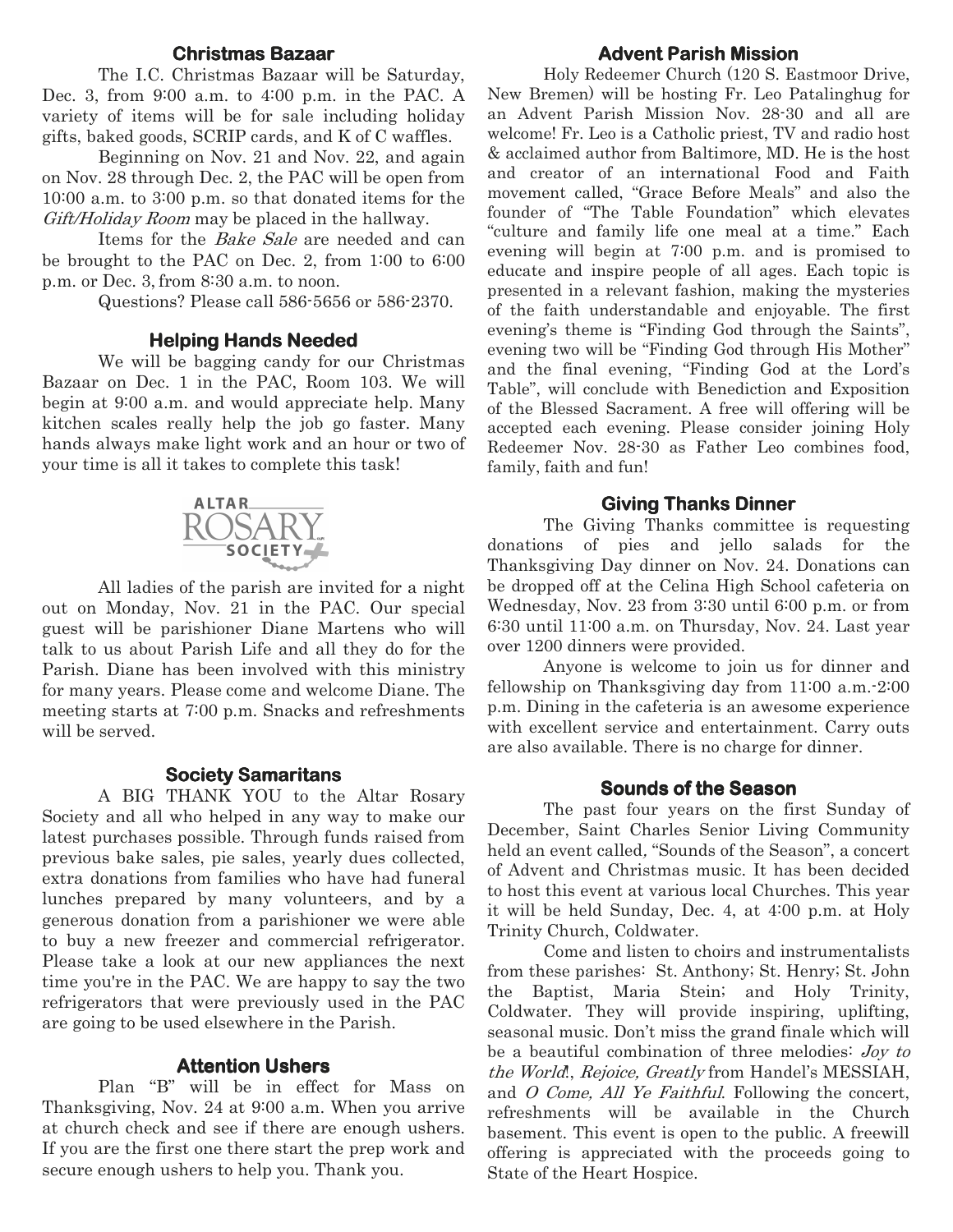## Christmas Bazaar

The I.C. Christmas Bazaar will be Saturday, Dec. 3, from 9:00 a.m. to 4:00 p.m. in the PAC. A variety of items will be for sale including holiday gifts, baked goods, SCRIP cards, and K of C waffles.

Beginning on Nov. 21 and Nov. 22, and again on Nov. 28 through Dec. 2, the PAC will be open from 10:00 a.m. to 3:00 p.m. so that donated items for the *Gift/Holiday Room* may be placed in the hallway.

Items for the *Bake Sale* are needed and can be brought to the PAC on Dec. 2, from 1:00 to 6:00 p.m. or Dec. 3, from 8:30 a.m. to noon.

Questions? Please call 586-5656 or 586-2370.

## Helping Hands Needed

We will be bagging candy for our Christmas Bazaar on Dec. 1 in the PAC, Room 103. We will begin at 9:00 a.m. and would appreciate help. Many kitchen scales really help the job go faster. Many hands always make light work and an hour or two of your time is all it takes to complete this task!

ALTAR ROSARY SOCIETY

All ladies of the parish are invited for a night out on Monday, Nov. 21 in the PAC. Our special guest will be parishioner Diane Martens who will talk to us about Parish Life and all they do for the Parish. Diane has been involved with this ministry for many years. Please come and welcome Diane. The meeting starts at 7:00 p.m. Snacks and refreshments will be served.

## Society Samaritans

A BIG THANK YOU to the Altar Rosary Society and all who helped in any way to make our latest purchases possible. Through funds raised from previous bake sales, pie sales, yearly dues collected, extra donations from families who have had funeral lunches prepared by many volunteers, and by a generous donation from a parishioner we were able to buy a new freezer and commercial refrigerator. Please take a look at our new appliances the next time you're in the PAC. We are happy to say the two refrigerators that were previously used in the PAC are going to be used elsewhere in the Parish.

## Attention Ushers

Plan "B" will be in effect for Mass on Thanksgiving, Nov. 24 at 9:00 a.m. When you arrive at church check and see if there are enough ushers. If you are the first one there start the prep work and secure enough ushers to help you. Thank you.

## Advent Parish Mission

Holy Redeemer Church (120 S. Eastmoor Drive, New Bremen) will be hosting Fr. Leo Patalinghug for an Advent Parish Mission Nov. 28-30 and all are welcome! Fr. Leo is a Catholic priest, TV and radio host & acclaimed author from Baltimore, MD. He is the host and creator of an international Food and Faith movement called, "Grace Before Meals" and also the founder of "The Table Foundation" which elevates "culture and family life one meal at a time." Each evening will begin at 7:00 p.m. and is promised to educate and inspire people of all ages. Each topic is presented in a relevant fashion, making the mysteries of the faith understandable and enjoyable. The first evening's theme is "Finding God through the Saints", evening two will be "Finding God through His Mother" and the final evening, "Finding God at the Lord's Table", will conclude with Benediction and Exposition of the Blessed Sacrament. A free will offering will be accepted each evening. Please consider joining Holy Redeemer Nov. 28-30 as Father Leo combines food, family, faith and fun!

## Giving Thanks Dinner

The Giving Thanks committee is requesting donations of pies and jello salads for the Thanksgiving Day dinner on Nov. 24. Donations can be dropped off at the Celina High School cafeteria on Wednesday, Nov. 23 from 3:30 until 6:00 p.m. or from 6:30 until 11:00 a.m. on Thursday, Nov. 24. Last year over 1200 dinners were provided.

Anyone is welcome to join us for dinner and fellowship on Thanksgiving day from 11:00 a.m.-2:00 p.m. Dining in the cafeteria is an awesome experience with excellent service and entertainment. Carry outs are also available. There is no charge for dinner.

## Sounds of the Season

The past four years on the first Sunday of December, Saint Charles Senior Living Community held an event called, "Sounds of the Season", a concert of Advent and Christmas music. It has been decided to host this event at various local Churches. This year it will be held Sunday, Dec. 4, at 4:00 p.m. at Holy Trinity Church, Coldwater.

Come and listen to choirs and instrumentalists from these parishes: St. Anthony; St. Henry; St. John the Baptist, Maria Stein; and Holy Trinity, Coldwater. They will provide inspiring, uplifting, seasonal music. Don't miss the grand finale which will be a beautiful combination of three melodies: *Joy to the World!*, *Rejoice, Greatly* from Handel's MESSIAH, and *O Come, All Ye Faithful*. Following the concert, refreshments will be available in the Church basement. This event is open to the public. A freewill offering is appreciated with the proceeds going to State of the Heart Hospice.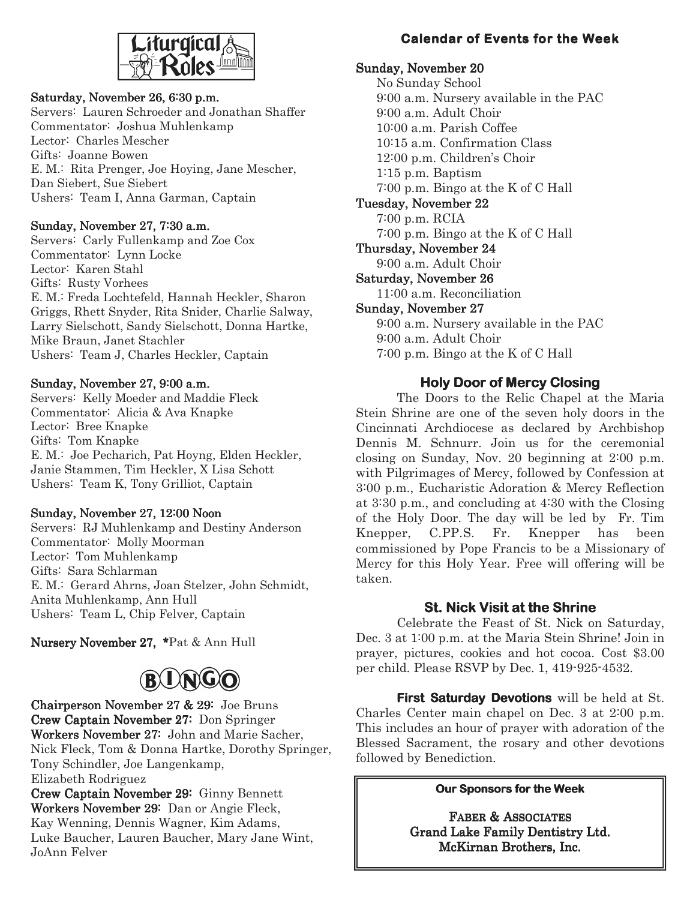## Liturgical Roles

**Saturday, November 26, 6:30 p.m.**
Servers: Lauren Schroeder and Jonathan Shaffer
Commentator: Joshua Muhlenkamp
Lector: Charles Mescher
Gifts: Joanne Bowen
E. M.: Rita Prenger, Joe Hoying, Jane Mescher, Dan Siebert, Sue Siebert
Ushers: Team I, Anna Garman, Captain

**Sunday, November 27, 7:30 a.m.**
Servers: Carly Fullenkamp and Zoe Cox
Commentator: Lynn Locke
Lector: Karen Stahl
Gifts: Rusty Vorhees
E. M.: Freda Lochtefeld, Hannah Heckler, Sharon Griggs, Rhett Snyder, Rita Snider, Charlie Salway, Larry Sielschott, Sandy Sielschott, Donna Hartke, Mike Braun, Janet Stachler
Ushers: Team J, Charles Heckler, Captain

**Sunday, November 27, 9:00 a.m.**
Servers: Kelly Moeder and Maddie Fleck
Commentator: Alicia & Ava Knapke
Lector: Bree Knapke
Gifts: Tom Knapke
E. M.: Joe Pecharich, Pat Hoyng, Elden Heckler, Janie Stammen, Tim Heckler, X Lisa Schott
Ushers: Team K, Tony Grilliot, Captain

**Sunday, November 27, 12:00 Noon**
Servers: RJ Muhlenkamp and Destiny Anderson
Commentator: Molly Moorman
Lector: Tom Muhlenkamp
Gifts: Sara Schlarman
E. M.: Gerard Ahrns, Joan Stelzer, John Schmidt, Anita Muhlenkamp, Ann Hull
Ushers: Team L, Chip Felver, Captain

**Nursery November 27,** *Pat & Ann Hull

## BINGO

**Chairperson November 27 & 29:** Joe Bruns
**Crew Captain November 27:** Don Springer
**Workers November 27:** John and Marie Sacher, Nick Fleck, Tom & Donna Hartke, Dorothy Springer, Tony Schindler, Joe Langenkamp, Elizabeth Rodriguez
**Crew Captain November 29:** Ginny Bennett
**Workers November 29:** Dan or Angie Fleck, Kay Wenning, Dennis Wagner, Kim Adams, Luke Baucher, Lauren Baucher, Mary Jane Wint, JoAnn Felver

## Calendar of Events for the Week

**Sunday, November 20**
- No Sunday School
- 9:00 a.m. Nursery available in the PAC
- 9:00 a.m. Adult Choir
- 10:00 a.m. Parish Coffee
- 10:15 a.m. Confirmation Class
- 12:00 p.m. Children's Choir
- 1:15 p.m. Baptism
- 7:00 p.m. Bingo at the K of C Hall

**Tuesday, November 22**
- 7:00 p.m. RCIA
- 7:00 p.m. Bingo at the K of C Hall

**Thursday, November 24**
- 9:00 a.m. Adult Choir

**Saturday, November 26**
- 11:00 a.m. Reconciliation

**Sunday, November 27**
- 9:00 a.m. Nursery available in the PAC
- 9:00 a.m. Adult Choir
- 7:00 p.m. Bingo at the K of C Hall

## Holy Door of Mercy Closing

The Doors to the Relic Chapel at the Maria Stein Shrine are one of the seven holy doors in the Cincinnati Archdiocese as declared by Archbishop Dennis M. Schnurr. Join us for the ceremonial closing on Sunday, Nov. 20 beginning at 2:00 p.m. with Pilgrimages of Mercy, followed by Confession at 3:00 p.m., Eucharistic Adoration & Mercy Reflection at 3:30 p.m., and concluding at 4:30 with the Closing of the Holy Door. The day will be led by Fr. Tim Knepper, C.PP.S. Fr. Knepper has been commissioned by Pope Francis to be a Missionary of Mercy for this Holy Year. Free will offering will be taken.

## St. Nick Visit at the Shrine

Celebrate the Feast of St. Nick on Saturday, Dec. 3 at 1:00 p.m. at the Maria Stein Shrine! Join in prayer, pictures, cookies and hot cocoa. Cost $3.00 per child. Please RSVP by Dec. 1, 419-925-4532.

**First Saturday Devotions** will be held at St. Charles Center main chapel on Dec. 3 at 2:00 p.m. This includes an hour of prayer with adoration of the Blessed Sacrament, the rosary and other devotions followed by Benediction.

**Our Sponsors for the Week**

**FABER & ASSOCIATES**
**Grand Lake Family Dentistry Ltd.**
**McKirnan Brothers, Inc.**